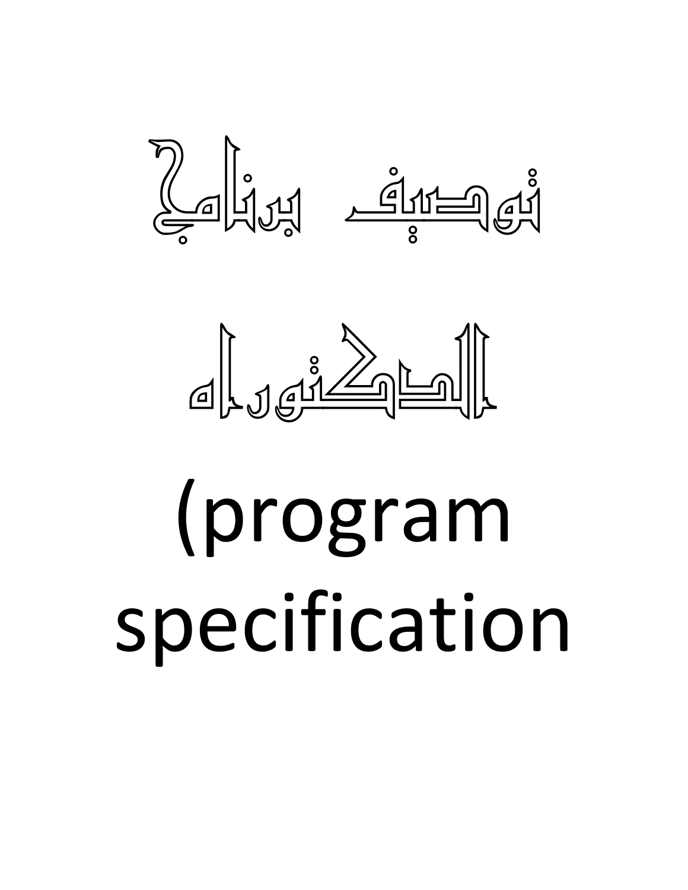# توصيف برنامج

# الدكتوراه

# (program specification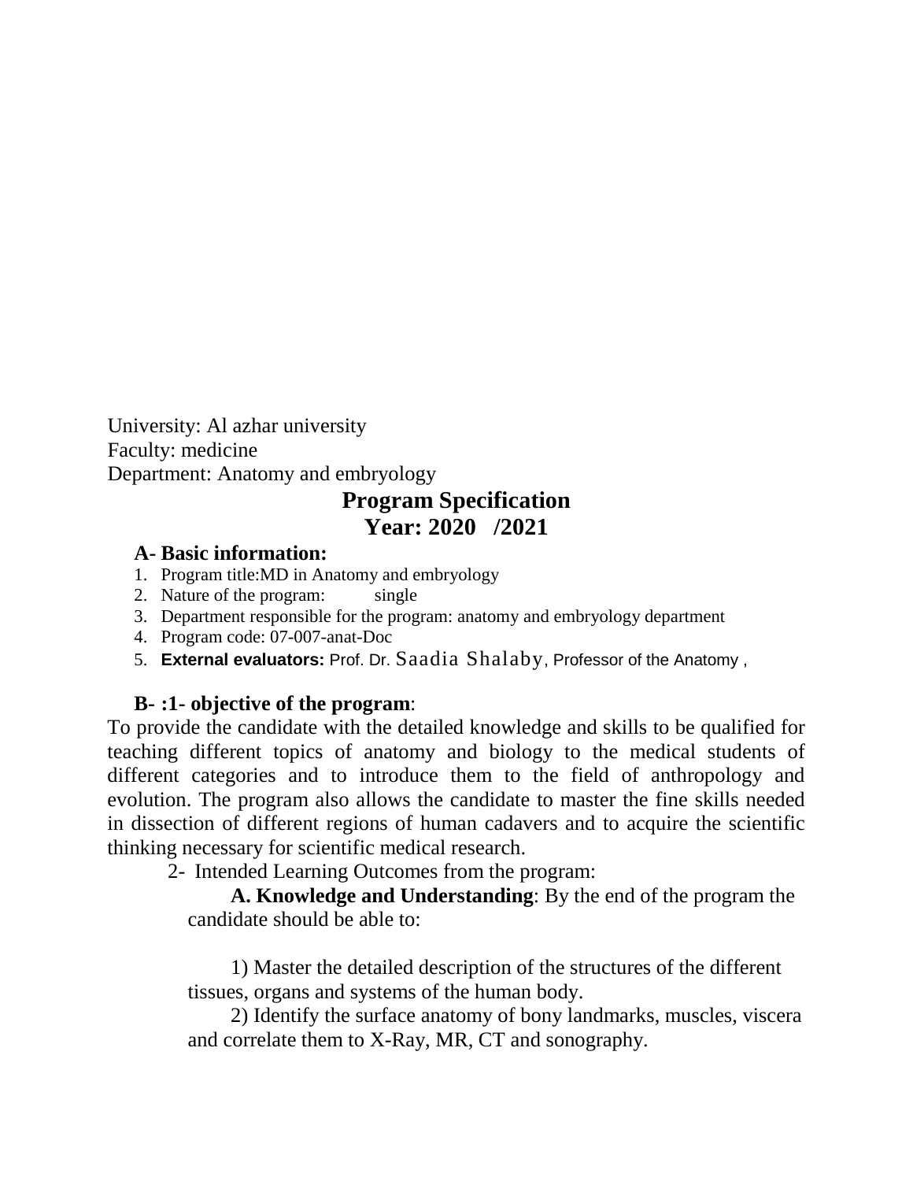University: Al azhar university
Faculty: medicine
Department: Anatomy and embryology

# Program Specification
## Year: 2020 /2021

### A- Basic information:

1. Program title:MD in Anatomy and embryology
2. Nature of the program: single
3. Department responsible for the program: anatomy and embryology department
4. Program code: 07-007-anat-Doc
5. **External evaluators:** Prof. Dr. Saadia Shalaby, Professor of the Anatomy ,

### B- :1- objective of the program:

To provide the candidate with the detailed knowledge and skills to be qualified for teaching different topics of anatomy and biology to the medical students of different categories and to introduce them to the field of anthropology and evolution. The program also allows the candidate to master the fine skills needed in dissection of different regions of human cadavers and to acquire the scientific thinking necessary for scientific medical research.

2- Intended Learning Outcomes from the program:

**A. Knowledge and Understanding**: By the end of the program the candidate should be able to:

1) Master the detailed description of the structures of the different tissues, organs and systems of the human body.

2) Identify the surface anatomy of bony landmarks, muscles, viscera and correlate them to X-Ray, MR, CT and sonography.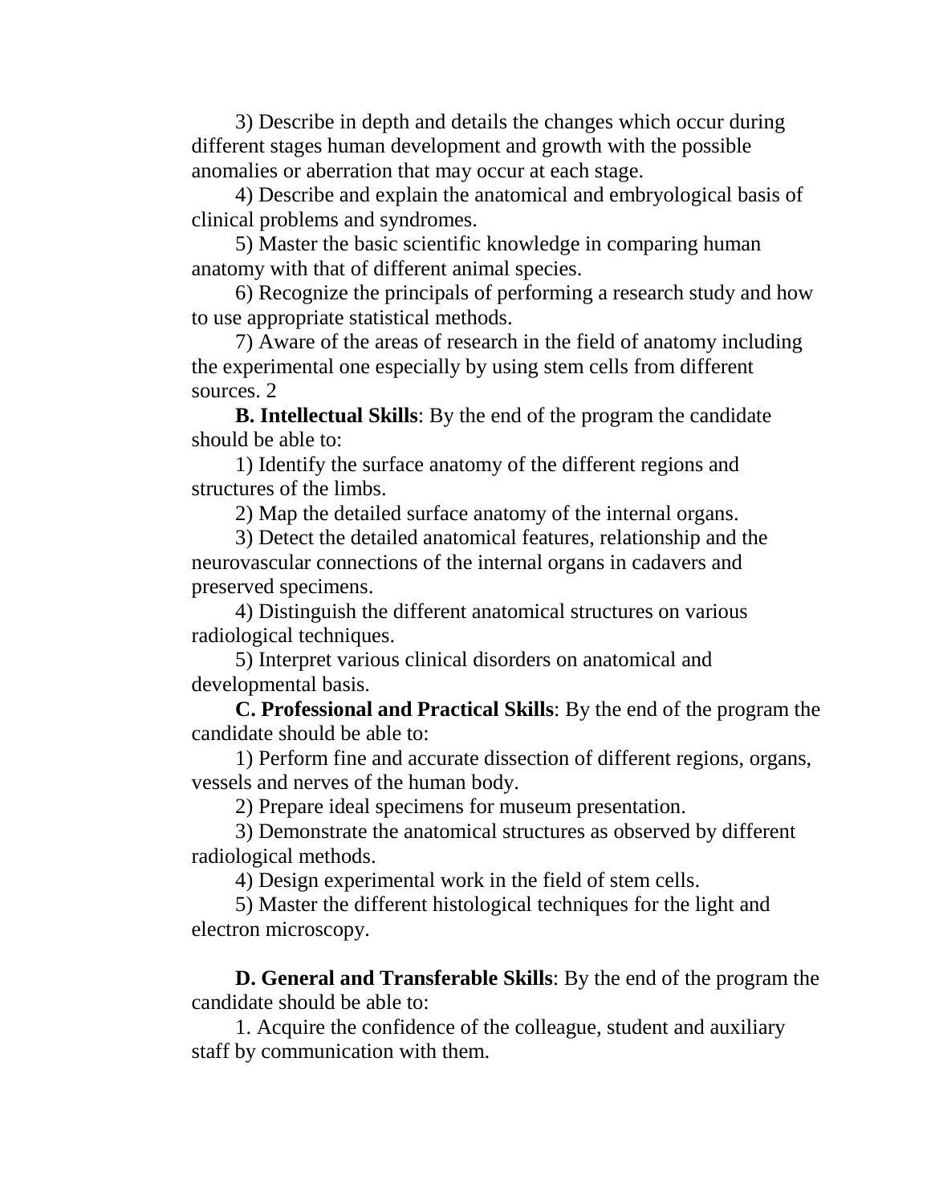3) Describe in depth and details the changes which occur during different stages human development and growth with the possible anomalies or aberration that may occur at each stage.

4) Describe and explain the anatomical and embryological basis of clinical problems and syndromes.

5) Master the basic scientific knowledge in comparing human anatomy with that of different animal species.

6) Recognize the principals of performing a research study and how to use appropriate statistical methods.

7) Aware of the areas of research in the field of anatomy including the experimental one especially by using stem cells from different sources. 2

**B. Intellectual Skills**: By the end of the program the candidate should be able to:

1) Identify the surface anatomy of the different regions and structures of the limbs.

2) Map the detailed surface anatomy of the internal organs.

3) Detect the detailed anatomical features, relationship and the neurovascular connections of the internal organs in cadavers and preserved specimens.

4) Distinguish the different anatomical structures on various radiological techniques.

5) Interpret various clinical disorders on anatomical and developmental basis.

**C. Professional and Practical Skills**: By the end of the program the candidate should be able to:

1) Perform fine and accurate dissection of different regions, organs, vessels and nerves of the human body.

2) Prepare ideal specimens for museum presentation.

3) Demonstrate the anatomical structures as observed by different radiological methods.

4) Design experimental work in the field of stem cells.

5) Master the different histological techniques for the light and electron microscopy.

**D. General and Transferable Skills**: By the end of the program the candidate should be able to:

1. Acquire the confidence of the colleague, student and auxiliary staff by communication with them.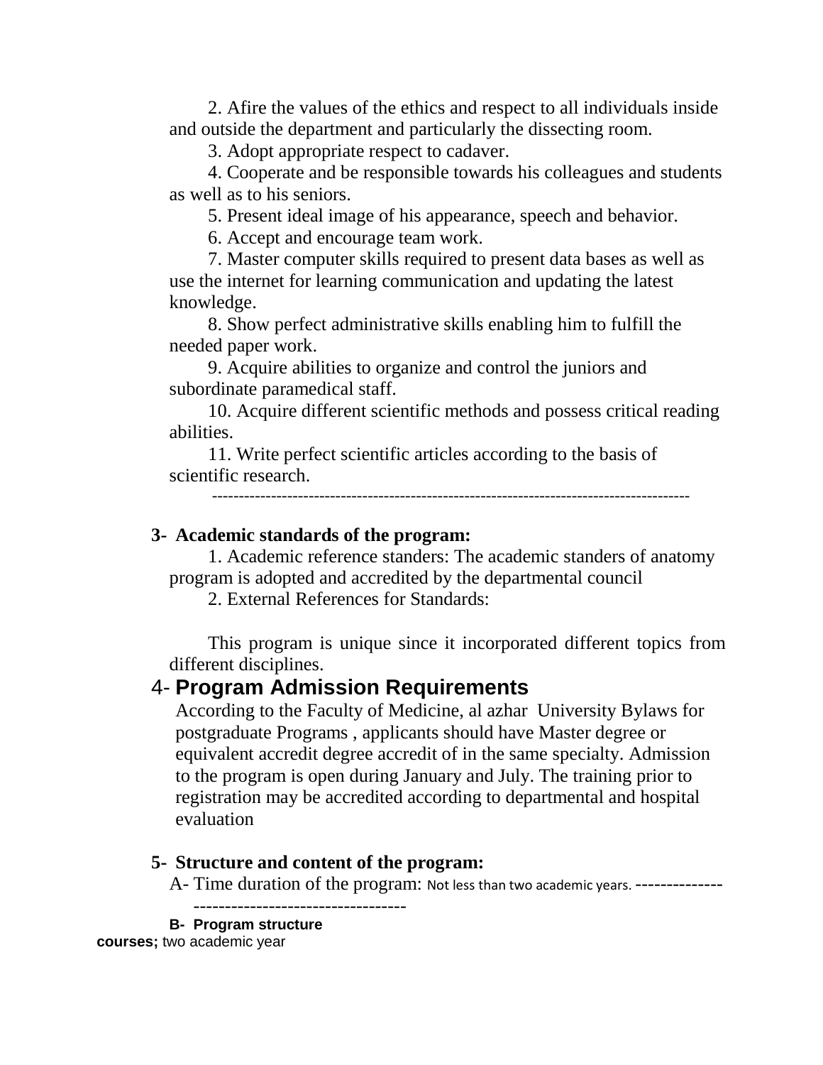2. Afire the values of the ethics and respect to all individuals inside and outside the department and particularly the dissecting room.

3. Adopt appropriate respect to cadaver.

4. Cooperate and be responsible towards his colleagues and students as well as to his seniors.

5. Present ideal image of his appearance, speech and behavior.

6. Accept and encourage team work.

7. Master computer skills required to present data bases as well as use the internet for learning communication and updating the latest knowledge.

8. Show perfect administrative skills enabling him to fulfill the needed paper work.

9. Acquire abilities to organize and control the juniors and subordinate paramedical staff.

10. Acquire different scientific methods and possess critical reading abilities.

11. Write perfect scientific articles according to the basis of scientific research.

---

**3- Academic standards of the program:**

1. Academic reference standers: The academic standers of anatomy program is adopted and accredited by the departmental council

2. External References for Standards:

This program is unique since it incorporated different topics from different disciplines.

## 4- Program Admission Requirements

According to the Faculty of Medicine, al azhar University Bylaws for postgraduate Programs , applicants should have Master degree or equivalent accredit degree accredit of in the same specialty. Admission to the program is open during January and July. The training prior to registration may be accredited according to departmental and hospital evaluation

**5- Structure and content of the program:**

A- Time duration of the program: Not less than two academic years. ------------------------------------------------

**B- Program structure**

**courses;** two academic year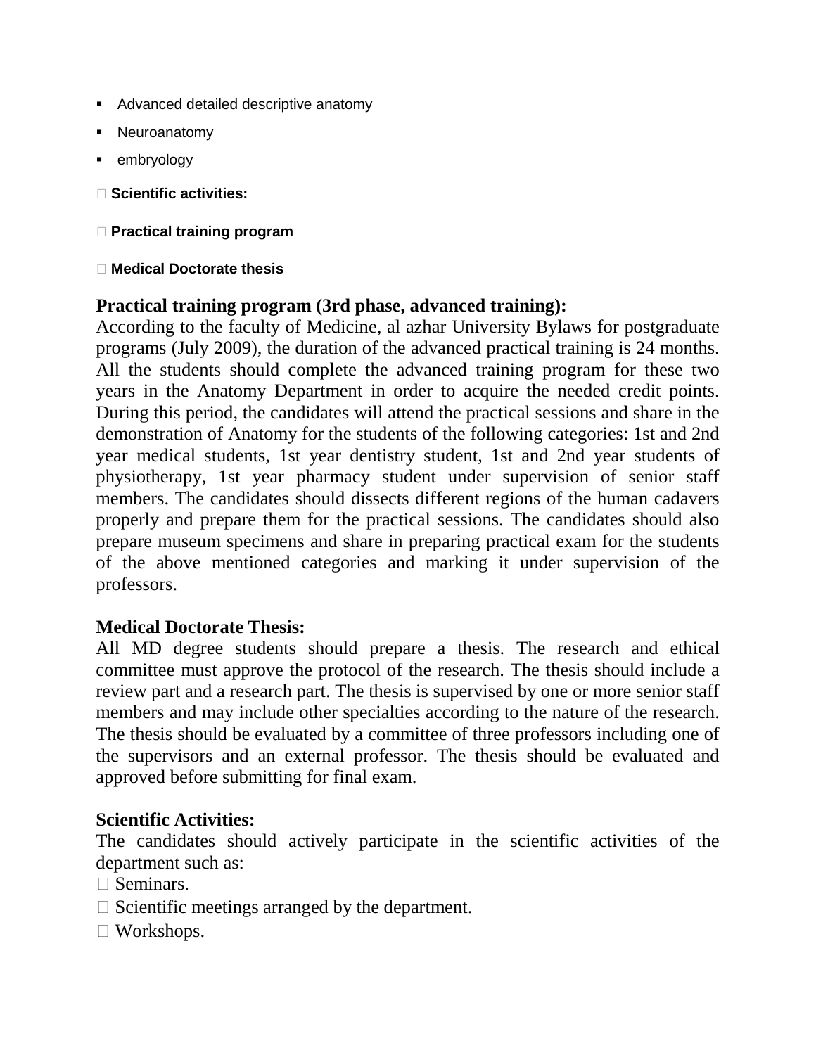- Advanced detailed descriptive anatomy
- Neuroanatomy
- embryology

- **Scientific activities:**
- **Practical training program**
- **Medical Doctorate thesis**

**Practical training program (3rd phase, advanced training):**

According to the faculty of Medicine, al azhar University Bylaws for postgraduate programs (July 2009), the duration of the advanced practical training is 24 months. All the students should complete the advanced training program for these two years in the Anatomy Department in order to acquire the needed credit points. During this period, the candidates will attend the practical sessions and share in the demonstration of Anatomy for the students of the following categories: 1st and 2nd year medical students, 1st year dentistry student, 1st and 2nd year students of physiotherapy, 1st year pharmacy student under supervision of senior staff members. The candidates should dissects different regions of the human cadavers properly and prepare them for the practical sessions. The candidates should also prepare museum specimens and share in preparing practical exam for the students of the above mentioned categories and marking it under supervision of the professors.

**Medical Doctorate Thesis:**

All MD degree students should prepare a thesis. The research and ethical committee must approve the protocol of the research. The thesis should include a review part and a research part. The thesis is supervised by one or more senior staff members and may include other specialties according to the nature of the research. The thesis should be evaluated by a committee of three professors including one of the supervisors and an external professor. The thesis should be evaluated and approved before submitting for final exam.

**Scientific Activities:**

The candidates should actively participate in the scientific activities of the department such as:

- Seminars.
- Scientific meetings arranged by the department.
- Workshops.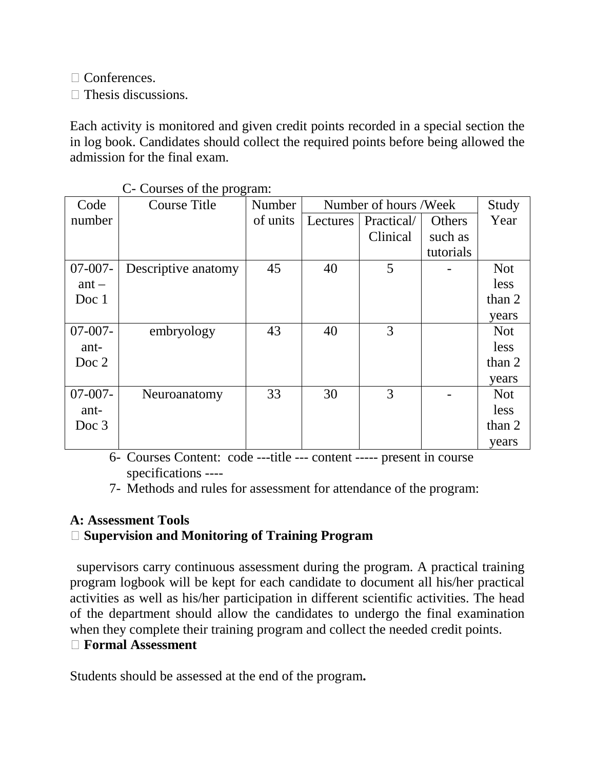- Conferences.
- Thesis discussions.

Each activity is monitored and given credit points recorded in a special section the in log book. Candidates should collect the required points before being allowed the admission for the final exam.

C- Courses of the program:

| Code number | Course Title | Number of units | Number of hours /Week | | | Study Year |
|---|---|---|---|---|---|---|
| | | | Lectures | Practical/ Clinical | Others such as tutorials | |
| 07-007-ant – Doc 1 | Descriptive anatomy | 45 | 40 | 5 | - | Not less than 2 years |
| 07-007-ant-Doc 2 | embryology | 43 | 40 | 3 | | Not less than 2 years |
| 07-007-ant-Doc 3 | Neuroanatomy | 33 | 30 | 3 | - | Not less than 2 years |

6- Courses Content: code ---title --- content ----- present in course specifications ----

7- Methods and rules for assessment for attendance of the program:

**A: Assessment Tools**

- **Supervision and Monitoring of Training Program**

supervisors carry continuous assessment during the program. A practical training program logbook will be kept for each candidate to document all his/her practical activities as well as his/her participation in different scientific activities. The head of the department should allow the candidates to undergo the final examination when they complete their training program and collect the needed credit points.

- **Formal Assessment**

Students should be assessed at the end of the program**.**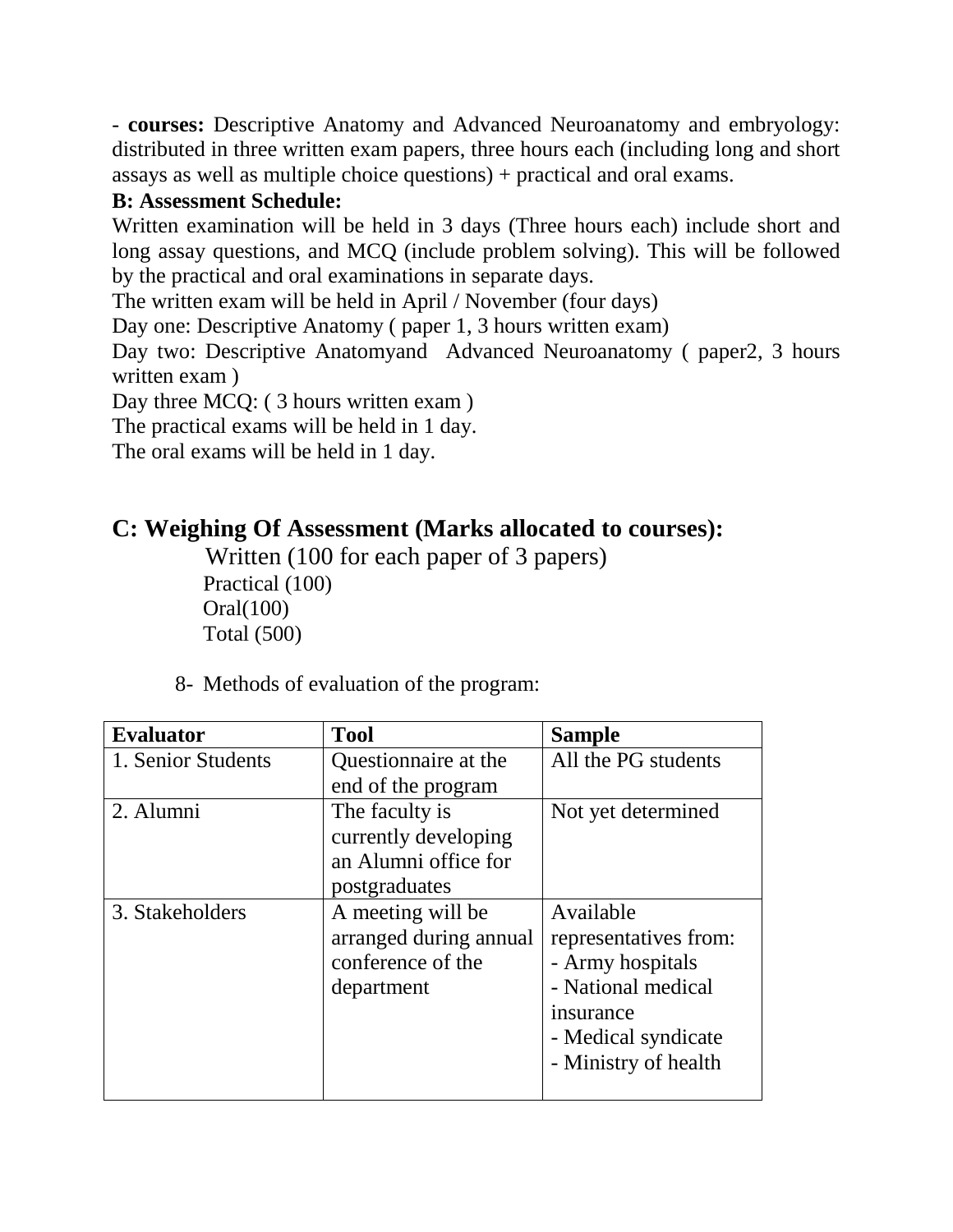- **courses:** Descriptive Anatomy and Advanced Neuroanatomy and embryology: distributed in three written exam papers, three hours each (including long and short assays as well as multiple choice questions) + practical and oral exams.

**B: Assessment Schedule:**

Written examination will be held in 3 days (Three hours each) include short and long assay questions, and MCQ (include problem solving). This will be followed by the practical and oral examinations in separate days.

The written exam will be held in April / November (four days)

Day one: Descriptive Anatomy ( paper 1, 3 hours written exam)

Day two: Descriptive Anatomyand  Advanced Neuroanatomy ( paper2, 3 hours written exam )

Day three MCQ: ( 3 hours written exam )

The practical exams will be held in 1 day.

The oral exams will be held in 1 day.

## C: Weighing Of Assessment (Marks allocated to courses):

Written (100 for each paper of 3 papers)

Practical (100)

Oral(100)

Total (500)

8- Methods of evaluation of the program:

| Evaluator | Tool | Sample |
|---|---|---|
| 1. Senior Students | Questionnaire at the end of the program | All the PG students |
| 2. Alumni | The faculty is currently developing an Alumni office for postgraduates | Not yet determined |
| 3. Stakeholders | A meeting will be arranged during annual conference of the department | Available representatives from:<br>- Army hospitals<br>- National medical insurance<br>- Medical syndicate<br>- Ministry of health |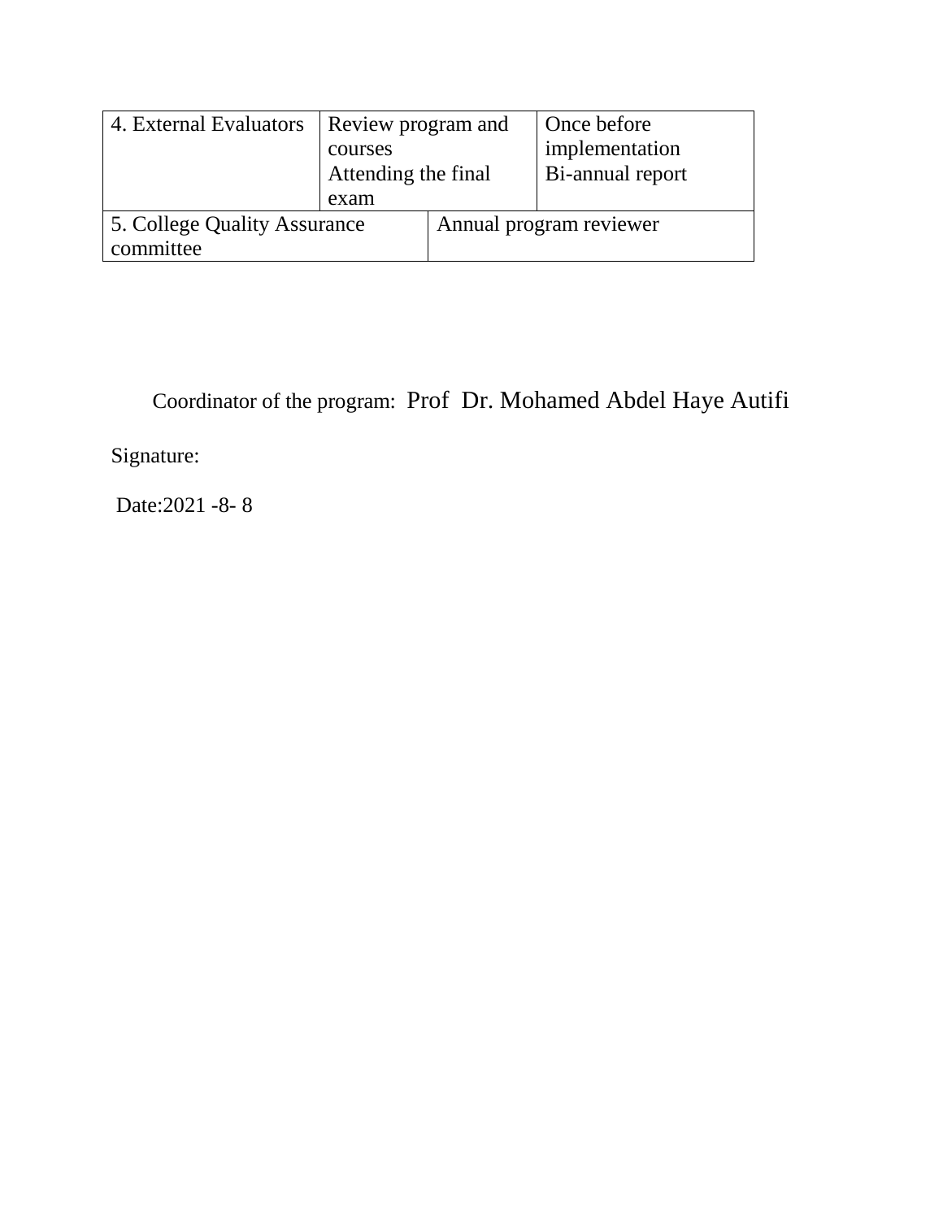| | | |
|---|---|---|
| 4. External Evaluators | Review program and courses<br>Attending the final exam | Once before implementation<br>Bi-annual report |
| 5. College Quality Assurance committee | Annual program reviewer | |

Coordinator of the program: Prof Dr. Mohamed Abdel Haye Autifi

Signature:

Date:2021 -8- 8